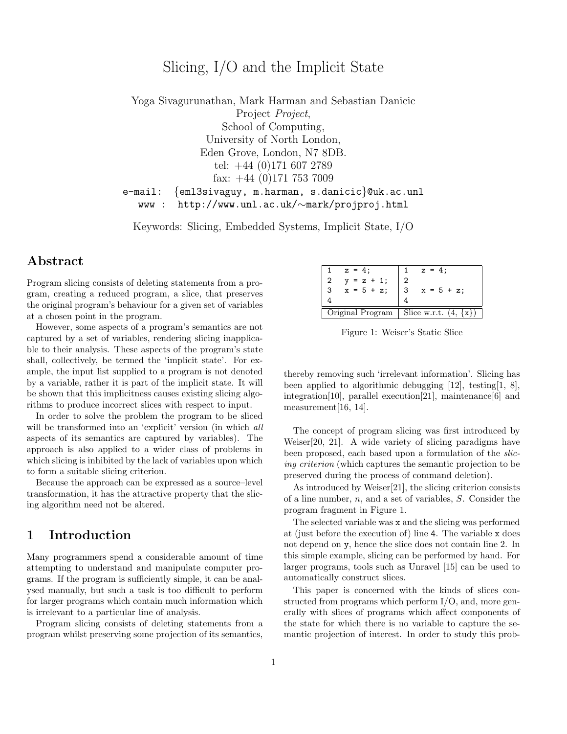# Slicing, I/O and the Implicit State

Yoga Sivagurunathan, Mark Harman and Sebastian Danicic
Project *Project*,
School of Computing,
University of North London,
Eden Grove, London, N7 8DB.
tel: +44 (0)171 607 2789
fax: +44 (0)171 753 7009
e-mail: {eml3sivaguy, m.harman, s.danicic}@uk.ac.unl
www : http://www.unl.ac.uk/∼mark/projproj.html

Keywords: Slicing, Embedded Systems, Implicit State, I/O

## Abstract

Program slicing consists of deleting statements from a program, creating a reduced program, a slice, that preserves the original program's behaviour for a given set of variables at a chosen point in the program.

However, some aspects of a program's semantics are not captured by a set of variables, rendering slicing inapplicable to their analysis. These aspects of the program's state shall, collectively, be termed the 'implicit state'. For example, the input list supplied to a program is not denoted by a variable, rather it is part of the implicit state. It will be shown that this implicitness causes existing slicing algorithms to produce incorrect slices with respect to input.

In order to solve the problem the program to be sliced will be transformed into an 'explicit' version (in which *all* aspects of its semantics are captured by variables). The approach is also applied to a wider class of problems in which slicing is inhibited by the lack of variables upon which to form a suitable slicing criterion.

Because the approach can be expressed as a source–level transformation, it has the attractive property that the slicing algorithm need not be altered.

## 1 Introduction

Many programmers spend a considerable amount of time attempting to understand and manipulate computer programs. If the program is sufficiently simple, it can be analysed manually, but such a task is too difficult to perform for larger programs which contain much information which is irrelevant to a particular line of analysis.

Program slicing consists of deleting statements from a program whilst preserving some projection of its semantics, thereby removing such 'irrelevant information'. Slicing has been applied to algorithmic debugging [12], testing[1, 8], integration[10], parallel execution[21], maintenance[6] and measurement[16, 14].

| Original Program | Slice w.r.t. (4, {x}) |
|---|---|
| `1   z = 4;` | `1   z = 4;` |
| `2   y = z + 1;` | `2` |
| `3   x = 5 + z;` | `3   x = 5 + z;` |
| `4` | `4` |

Figure 1: Weiser's Static Slice

The concept of program slicing was first introduced by Weiser[20, 21]. A wide variety of slicing paradigms have been proposed, each based upon a formulation of the *slicing criterion* (which captures the semantic projection to be preserved during the process of command deletion).

As introduced by Weiser[21], the slicing criterion consists of a line number, $n$, and a set of variables, $S$. Consider the program fragment in Figure 1.

The selected variable was `x` and the slicing was performed at (just before the execution of) line `4`. The variable `x` does not depend on `y`, hence the slice does not contain line 2. In this simple example, slicing can be performed by hand. For larger programs, tools such as Unravel [15] can be used to automatically construct slices.

This paper is concerned with the kinds of slices constructed from programs which perform I/O, and, more generally with slices of programs which affect components of the state for which there is no variable to capture the semantic projection of interest. In order to study this prob-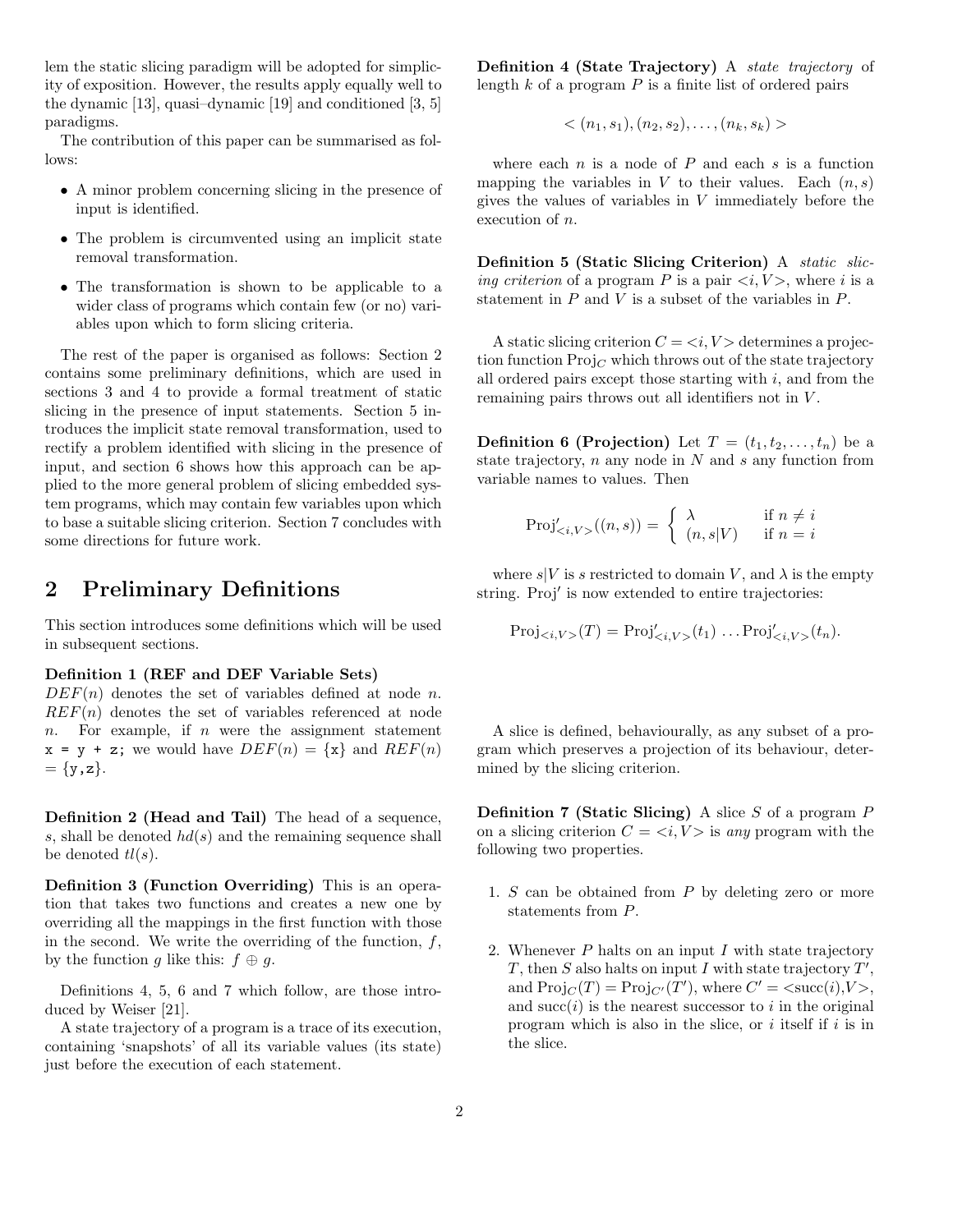lem the static slicing paradigm will be adopted for simplicity of exposition. However, the results apply equally well to the dynamic [13], quasi–dynamic [19] and conditioned [3, 5] paradigms.

The contribution of this paper can be summarised as follows:

- A minor problem concerning slicing in the presence of input is identified.
- The problem is circumvented using an implicit state removal transformation.
- The transformation is shown to be applicable to a wider class of programs which contain few (or no) variables upon which to form slicing criteria.

The rest of the paper is organised as follows: Section 2 contains some preliminary definitions, which are used in sections 3 and 4 to provide a formal treatment of static slicing in the presence of input statements. Section 5 introduces the implicit state removal transformation, used to rectify a problem identified with slicing in the presence of input, and section 6 shows how this approach can be applied to the more general problem of slicing embedded system programs, which may contain few variables upon which to base a suitable slicing criterion. Section 7 concludes with some directions for future work.

## 2 Preliminary Definitions

This section introduces some definitions which will be used in subsequent sections.

**Definition 1 (REF and DEF Variable Sets)** $DEF(n)$ denotes the set of variables defined at node $n$. $REF(n)$ denotes the set of variables referenced at node $n$. For example, if $n$ were the assignment statement `x = y + z;` we would have $DEF(n) = \{\texttt{x}\}$ and $REF(n) = \{\texttt{y},\texttt{z}\}$.

**Definition 2 (Head and Tail)** The head of a sequence, $s$, shall be denoted $hd(s)$ and the remaining sequence shall be denoted $tl(s)$.

**Definition 3 (Function Overriding)** This is an operation that takes two functions and creates a new one by overriding all the mappings in the first function with those in the second. We write the overriding of the function, $f$, by the function $g$ like this: $f \oplus g$.

Definitions 4, 5, 6 and 7 which follow, are those introduced by Weiser [21].

A state trajectory of a program is a trace of its execution, containing 'snapshots' of all its variable values (its state) just before the execution of each statement.

**Definition 4 (State Trajectory)** A *state trajectory* of length $k$ of a program $P$ is a finite list of ordered pairs

$$< (n_1, s_1), (n_2, s_2), \ldots, (n_k, s_k) >$$

where each $n$ is a node of $P$ and each $s$ is a function mapping the variables in $V$ to their values. Each $(n, s)$ gives the values of variables in $V$ immediately before the execution of $n$.

**Definition 5 (Static Slicing Criterion)** A *static slicing criterion* of a program $P$ is a pair $<i, V>$, where $i$ is a statement in $P$ and $V$ is a subset of the variables in $P$.

A static slicing criterion $C = <i, V>$ determines a projection function $\text{Proj}_C$ which throws out of the state trajectory all ordered pairs except those starting with $i$, and from the remaining pairs throws out all identifiers not in $V$.

**Definition 6 (Projection)** Let $T = (t_1, t_2, \ldots, t_n)$ be a state trajectory, $n$ any node in $N$ and $s$ any function from variable names to values. Then

$$\text{Proj}'_{<i,V>}((n, s)) = \begin{cases} \lambda & \text{if } n \neq i \\ (n, s|V) & \text{if } n = i \end{cases}$$

where $s|V$ is $s$ restricted to domain $V$, and $\lambda$ is the empty string. $\text{Proj}'$ is now extended to entire trajectories:

$$\text{Proj}_{<i,V>}(T) = \text{Proj}'_{<i,V>}(t_1) \ldots \text{Proj}'_{<i,V>}(t_n).$$

A slice is defined, behaviourally, as any subset of a program which preserves a projection of its behaviour, determined by the slicing criterion.

**Definition 7 (Static Slicing)** A slice $S$ of a program $P$ on a slicing criterion $C = <i, V>$ is *any* program with the following two properties.

1. $S$ can be obtained from $P$ by deleting zero or more statements from $P$.
2. Whenever $P$ halts on an input $I$ with state trajectory $T$, then $S$ also halts on input $I$ with state trajectory $T'$, and $\text{Proj}_C(T) = \text{Proj}_{C'}(T')$, where $C' = <\text{succ}(i), V>$, and $\text{succ}(i)$ is the nearest successor to $i$ in the original program which is also in the slice, or $i$ itself if $i$ is in the slice.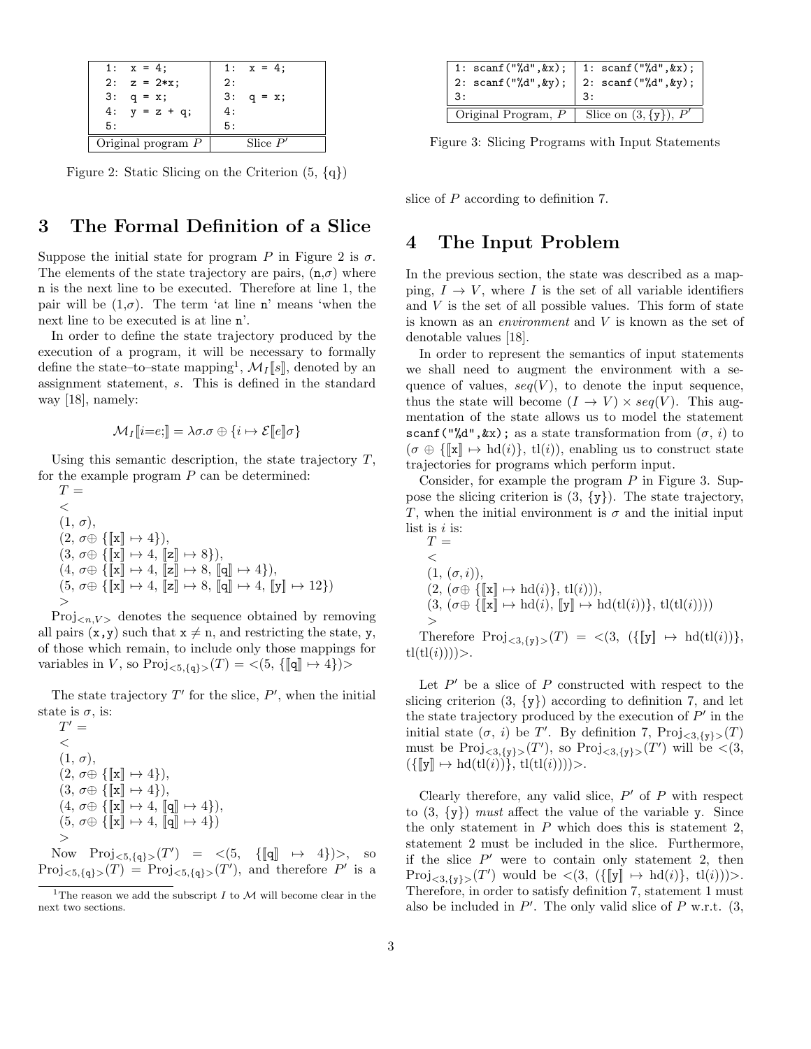| Original program $P$ | Slice $P'$ |
|---|---|
| `1:  x = 4;` | `1:  x = 4;` |
| `2:  z = 2*x;` | `2:` |
| `3:  q = x;` | `3:  q = x;` |
| `4:  y = z + q;` | `4:` |
| `5:` | `5:` |

Figure 2: Static Slicing on the Criterion (5, {q})

## 3 The Formal Definition of a Slice

Suppose the initial state for program $P$ in Figure 2 is $\sigma$. The elements of the state trajectory are pairs, (n,$\sigma$) where n is the next line to be executed. Therefore at line 1, the pair will be (1,$\sigma$). The term 'at line n' means 'when the next line to be executed is at line n'.

In order to define the state trajectory produced by the execution of a program, it will be necessary to formally define the state–to–state mapping[1], $\mathcal{M}_I[\![s]\!]$, denoted by an assignment statement, $s$. This is defined in the standard way [18], namely:

$$\mathcal{M}_I[\![i{=}e;]\!] = \lambda\sigma.\sigma \oplus \{i \mapsto \mathcal{E}[\![e]\!]\sigma\}$$

Using this semantic description, the state trajectory $T$, for the example program $P$ can be determined:

$T =$
$<$
$(1,\ \sigma)$,
$(2,\ \sigma\oplus\ \{[\![\mathtt{x}]\!] \mapsto 4\})$,
$(3,\ \sigma\oplus\ \{[\![\mathtt{x}]\!] \mapsto 4,\ [\![\mathtt{z}]\!] \mapsto 8\})$,
$(4,\ \sigma\oplus\ \{[\![\mathtt{x}]\!] \mapsto 4,\ [\![\mathtt{z}]\!] \mapsto 8,\ [\![\mathtt{q}]\!] \mapsto 4\})$,
$(5,\ \sigma\oplus\ \{[\![\mathtt{x}]\!] \mapsto 4,\ [\![\mathtt{z}]\!] \mapsto 8,\ [\![\mathtt{q}]\!] \mapsto 4,\ [\![\mathtt{y}]\!] \mapsto 12\})$
$>$

$\text{Proj}_{<n,V>}$ denotes the sequence obtained by removing all pairs (x,y) such that x $\neq$ n, and restricting the state, y, of those which remain, to include only those mappings for variables in $V$, so $\text{Proj}_{<5,\{\mathtt{q}\}>}(T) = <(5,\ \{[\![\mathtt{q}]\!] \mapsto 4\})>$

The state trajectory $T'$ for the slice, $P'$, when the initial state is $\sigma$, is:

$T' =$
$<$
$(1,\ \sigma)$,
$(2,\ \sigma\oplus\ \{[\![\mathtt{x}]\!] \mapsto 4\})$,
$(3,\ \sigma\oplus\ \{[\![\mathtt{x}]\!] \mapsto 4\})$,
$(4,\ \sigma\oplus\ \{[\![\mathtt{x}]\!] \mapsto 4,\ [\![\mathtt{q}]\!] \mapsto 4\})$,
$(5,\ \sigma\oplus\ \{[\![\mathtt{x}]\!] \mapsto 4,\ [\![\mathtt{q}]\!] \mapsto 4\})$
$>$

Now $\text{Proj}_{<5,\{\mathtt{q}\}>}(T') = <(5,\ \{[\![\mathtt{q}]\!] \mapsto 4\})>$, so $\text{Proj}_{<5,\{\mathtt{q}\}>}(T) = \text{Proj}_{<5,\{\mathtt{q}\}>}(T')$, and therefore $P'$ is a slice of $P$ according to definition 7.

[1] The reason we add the subscript $I$ to $\mathcal{M}$ will become clear in the next two sections.

| Original Program, $P$ | Slice on (3, {y}), $P'$ |
|---|---|
| `1: scanf("%d",&x);` | `1: scanf("%d",&x);` |
| `2: scanf("%d",&y);` | `2: scanf("%d",&y);` |
| `3:` | `3:` |

Figure 3: Slicing Programs with Input Statements

## 4 The Input Problem

In the previous section, the state was described as a mapping, $I \to V$, where $I$ is the set of all variable identifiers and $V$ is the set of all possible values. This form of state is known as an *environment* and $V$ is known as the set of denotable values [18].

In order to represent the semantics of input statements we shall need to augment the environment with a sequence of values, $seq(V)$, to denote the input sequence, thus the state will become $(I \to V) \times seq(V)$. This augmentation of the state allows us to model the statement `scanf("%d",&x);` as a state transformation from $(\sigma,\ i)$ to $(\sigma \oplus \{[\![\mathtt{x}]\!] \mapsto \text{hd}(i)\},\ \text{tl}(i))$, enabling us to construct state trajectories for programs which perform input.

Consider, for example the program $P$ in Figure 3. Suppose the slicing criterion is (3, {y}). The state trajectory, $T$, when the initial environment is $\sigma$ and the initial input list is $i$ is:

$T =$
$<$
$(1,\ (\sigma, i))$,
$(2,\ (\sigma\oplus\ \{[\![\mathtt{x}]\!] \mapsto \text{hd}(i)\},\ \text{tl}(i)))$,
$(3,\ (\sigma\oplus\ \{[\![\mathtt{x}]\!] \mapsto \text{hd}(i),\ [\![\mathtt{y}]\!] \mapsto \text{hd}(\text{tl}(i))\},\ \text{tl}(\text{tl}(i))))$
$>$

Therefore $\text{Proj}_{<3,\{\mathtt{y}\}>}(T) = <(3,\ (\{[\![\mathtt{y}]\!] \mapsto \text{hd}(\text{tl}(i))\},\ \text{tl}(\text{tl}(i))))>$.

Let $P'$ be a slice of $P$ constructed with respect to the slicing criterion (3, {y}) according to definition 7, and let the state trajectory produced by the execution of $P'$ in the initial state $(\sigma,\ i)$ be $T'$. By definition 7, $\text{Proj}_{<3,\{\mathtt{y}\}>}(T)$ must be $\text{Proj}_{<3,\{\mathtt{y}\}>}(T')$, so $\text{Proj}_{<3,\{\mathtt{y}\}>}(T')$ will be $<(3,\ (\{[\![\mathtt{y}]\!] \mapsto \text{hd}(\text{tl}(i))\},\ \text{tl}(\text{tl}(i))))>$.

Clearly therefore, any valid slice, $P'$ of $P$ with respect to (3, {y}) *must* affect the value of the variable y. Since the only statement in $P$ which does this is statement 2, statement 2 must be included in the slice. Furthermore, if the slice $P'$ were to contain only statement 2, then $\text{Proj}_{<3,\{\mathtt{y}\}>}(T')$ would be $<(3,\ (\{[\![\mathtt{y}]\!] \mapsto \text{hd}(i)\},\ \text{tl}(i)))>$. Therefore, in order to satisfy definition 7, statement 1 must also be included in $P'$. The only valid slice of $P$ w.r.t. (3,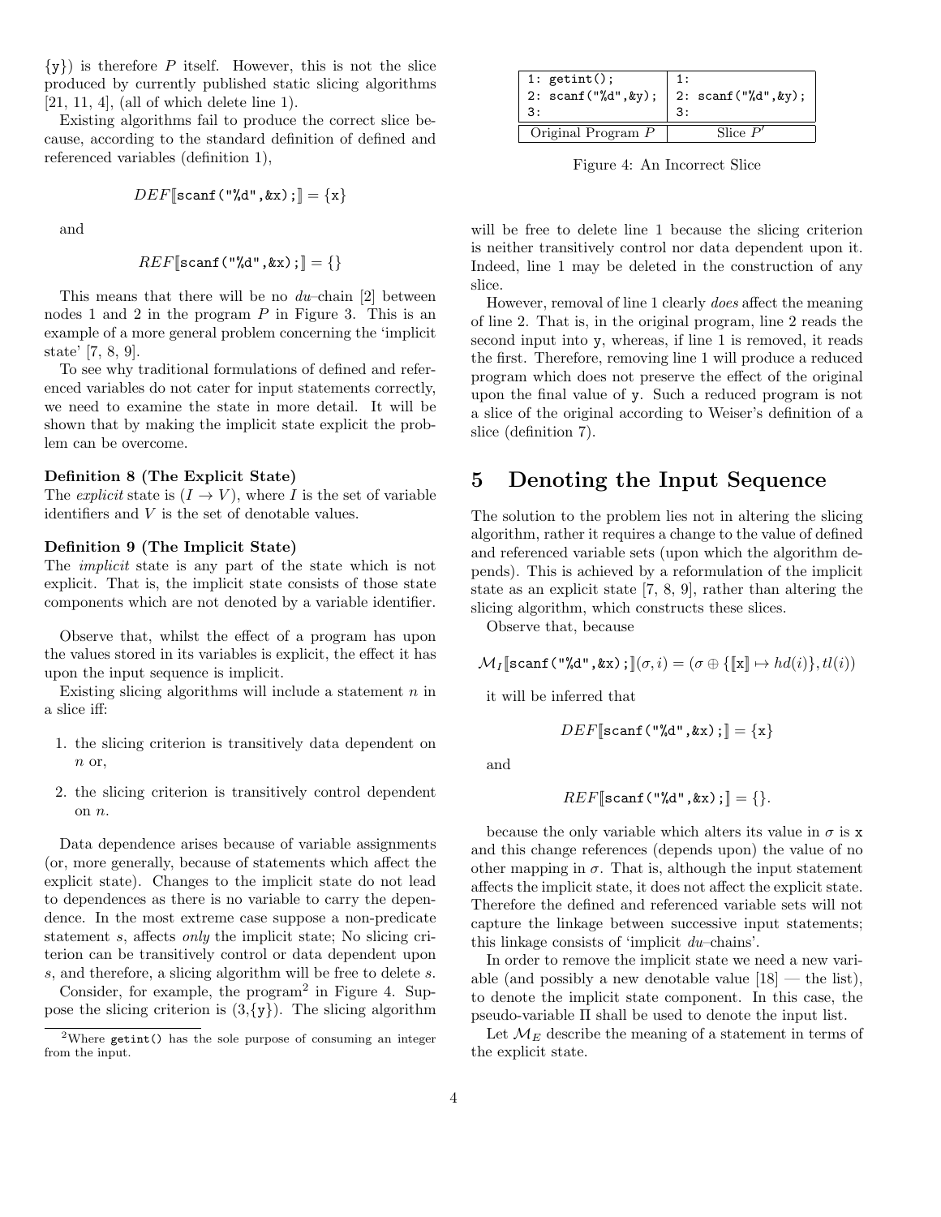{y}) is therefore $P$ itself. However, this is not the slice produced by currently published static slicing algorithms [21, 11, 4], (all of which delete line 1).

Existing algorithms fail to produce the correct slice because, according to the standard definition of defined and referenced variables (definition 1),

$$DEF[\![\texttt{scanf("\%d",\&x);}]\!] = \{\texttt{x}\}$$

and

$$REF[\![\texttt{scanf("\%d",\&x);}]\!] = \{\}$$

This means that there will be no *du*–chain [2] between nodes 1 and 2 in the program $P$ in Figure 3. This is an example of a more general problem concerning the 'implicit state' [7, 8, 9].

To see why traditional formulations of defined and referenced variables do not cater for input statements correctly, we need to examine the state in more detail. It will be shown that by making the implicit state explicit the problem can be overcome.

**Definition 8 (The Explicit State)**
The *explicit* state is $(I \to V)$, where $I$ is the set of variable identifiers and $V$ is the set of denotable values.

**Definition 9 (The Implicit State)**
The *implicit* state is any part of the state which is not explicit. That is, the implicit state consists of those state components which are not denoted by a variable identifier.

Observe that, whilst the effect of a program has upon the values stored in its variables is explicit, the effect it has upon the input sequence is implicit.

Existing slicing algorithms will include a statement $n$ in a slice iff:

1. the slicing criterion is transitively data dependent on $n$ or,
2. the slicing criterion is transitively control dependent on $n$.

Data dependence arises because of variable assignments (or, more generally, because of statements which affect the explicit state). Changes to the implicit state do not lead to dependences as there is no variable to carry the dependence. In the most extreme case suppose a non-predicate statement $s$, affects *only* the implicit state; No slicing criterion can be transitively control or data dependent upon $s$, and therefore, a slicing algorithm will be free to delete $s$.

Consider, for example, the program[2] in Figure 4. Suppose the slicing criterion is (3,{y}). The slicing algorithm will be free to delete line 1 because the slicing criterion is neither transitively control nor data dependent upon it. Indeed, line 1 may be deleted in the construction of any slice.

| Original Program $P$ | Slice $P'$ |
|---|---|
| `1: getint();`<br>`2: scanf("%d",&y);`<br>`3:` | `1:`<br>`2: scanf("%d",&y);`<br>`3:` |

Figure 4: An Incorrect Slice

However, removal of line 1 clearly *does* affect the meaning of line 2. That is, in the original program, line 2 reads the second input into y, whereas, if line 1 is removed, it reads the first. Therefore, removing line 1 will produce a reduced program which does not preserve the effect of the original upon the final value of y. Such a reduced program is not a slice of the original according to Weiser's definition of a slice (definition 7).

[2] Where `getint()` has the sole purpose of consuming an integer from the input.

# 5 Denoting the Input Sequence

The solution to the problem lies not in altering the slicing algorithm, rather it requires a change to the value of defined and referenced variable sets (upon which the algorithm depends). This is achieved by a reformulation of the implicit state as an explicit state [7, 8, 9], rather than altering the slicing algorithm, which constructs these slices.

Observe that, because

$$\mathcal{M}_I[\![\texttt{scanf("\%d",\&x);}]\!](\sigma, i) = (\sigma \oplus \{[\![\texttt{x}]\!] \mapsto hd(i)\}, tl(i))$$

it will be inferred that

$$DEF[\![\texttt{scanf("\%d",\&x);}]\!] = \{\texttt{x}\}$$

and

$$REF[\![\texttt{scanf("\%d",\&x);}]\!] = \{\}.$$

because the only variable which alters its value in $\sigma$ is x and this change references (depends upon) the value of no other mapping in $\sigma$. That is, although the input statement affects the implicit state, it does not affect the explicit state. Therefore the defined and referenced variable sets will not capture the linkage between successive input statements; this linkage consists of 'implicit *du*–chains'.

In order to remove the implicit state we need a new variable (and possibly a new denotable value [18] — the list), to denote the implicit state component. In this case, the pseudo-variable $\Pi$ shall be used to denote the input list.

Let $\mathcal{M}_E$ describe the meaning of a statement in terms of the explicit state.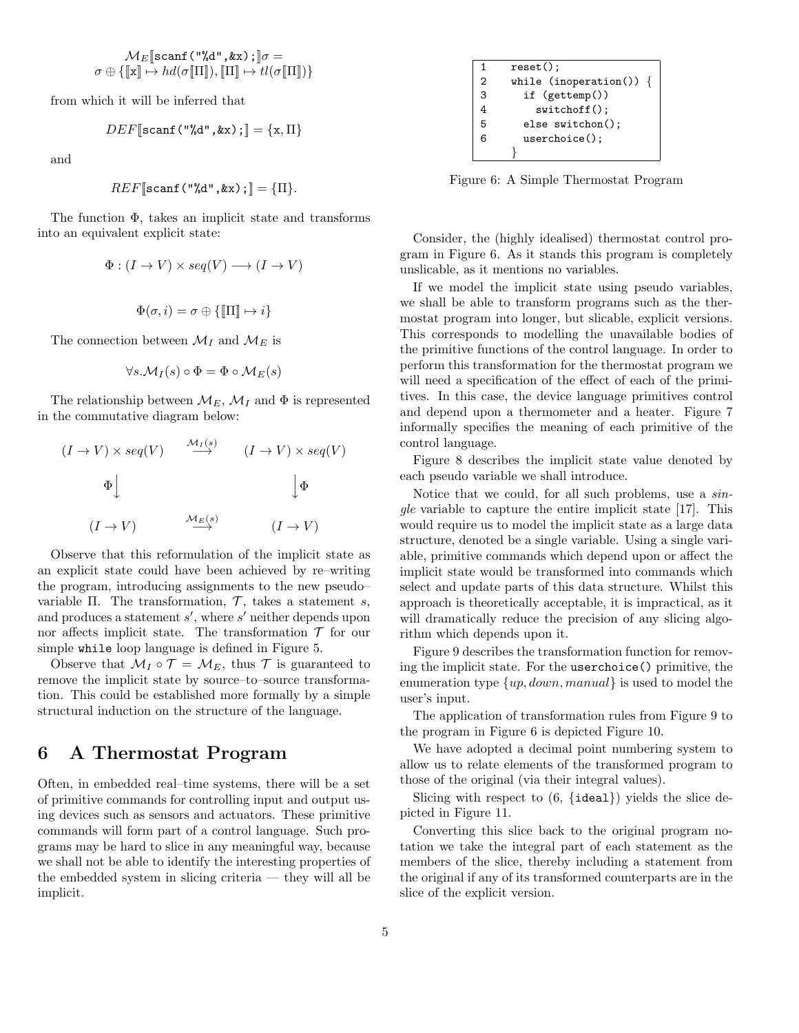$$\mathcal{M}_E[\![\texttt{scanf("\%d",\&x);}]\!]\sigma = \sigma \oplus \{[\![\texttt{x}]\!] \mapsto hd(\sigma[\![\Pi]\!]), [\![\Pi]\!] \mapsto tl(\sigma[\![\Pi]\!])\}$$

from which it will be inferred that

$$DEF[\![\texttt{scanf("\%d",\&x);}]\!] = \{\texttt{x}, \Pi\}$$

and

$$REF[\![\texttt{scanf("\%d",\&x);}]\!] = \{\Pi\}.$$

The function $\Phi$, takes an implicit state and transforms into an equivalent explicit state:

$$\Phi : (I \to V) \times seq(V) \longrightarrow (I \to V)$$

$$\Phi(\sigma, i) = \sigma \oplus \{[\![\Pi]\!] \mapsto i\}$$

The connection between $\mathcal{M}_I$ and $\mathcal{M}_E$ is

$$\forall s. \mathcal{M}_I(s) \circ \Phi = \Phi \circ \mathcal{M}_E(s)$$

The relationship between $\mathcal{M}_E$, $\mathcal{M}_I$ and $\Phi$ is represented in the commutative diagram below:

$$\begin{array}{ccc}
(I \to V) \times seq(V) & \stackrel{\mathcal{M}_I(s)}{\longrightarrow} & (I \to V) \times seq(V) \\
\Phi \big\downarrow & & \big\downarrow \Phi \\
(I \to V) & \stackrel{\mathcal{M}_E(s)}{\longrightarrow} & (I \to V)
\end{array}$$

Observe that this reformulation of the implicit state as an explicit state could have been achieved by re–writing the program, introducing assignments to the new pseudo–variable $\Pi$. The transformation, $\mathcal{T}$, takes a statement $s$, and produces a statement $s'$, where $s'$ neither depends upon nor affects implicit state. The transformation $\mathcal{T}$ for our simple `while` loop language is defined in Figure 5.

Observe that $\mathcal{M}_I \circ \mathcal{T} = \mathcal{M}_E$, thus $\mathcal{T}$ is guaranteed to remove the implicit state by source–to–source transformation. This could be established more formally by a simple structural induction on the structure of the language.

# 6 A Thermostat Program

Often, in embedded real–time systems, there will be a set of primitive commands for controlling input and output using devices such as sensors and actuators. These primitive commands will form part of a control language. Such programs may be hard to slice in any meaningful way, because we shall not be able to identify the interesting properties of the embedded system in slicing criteria — they will all be implicit.

```
1    reset();
2    while (inoperation()) {
3      if (gettemp())
4        switchoff();
5      else switchon();
6      userchoice();
     }
```

Figure 6: A Simple Thermostat Program

Consider, the (highly idealised) thermostat control program in Figure 6. As it stands this program is completely unslicable, as it mentions no variables.

If we model the implicit state using pseudo variables, we shall be able to transform programs such as the thermostat program into longer, but slicable, explicit versions. This corresponds to modelling the unavailable bodies of the primitive functions of the control language. In order to perform this transformation for the thermostat program we will need a specification of the effect of each of the primitives. In this case, the device language primitives control and depend upon a thermometer and a heater. Figure 7 informally specifies the meaning of each primitive of the control language.

Figure 8 describes the implicit state value denoted by each pseudo variable we shall introduce.

Notice that we could, for all such problems, use a *single* variable to capture the entire implicit state [17]. This would require us to model the implicit state as a large data structure, denoted be a single variable. Using a single variable, primitive commands which depend upon or affect the implicit state would be transformed into commands which select and update parts of this data structure. Whilst this approach is theoretically acceptable, it is impractical, as it will dramatically reduce the precision of any slicing algorithm which depends upon it.

Figure 9 describes the transformation function for removing the implicit state. For the `userchoice()` primitive, the enumeration type $\{up, down, manual\}$ is used to model the user's input.

The application of transformation rules from Figure 9 to the program in Figure 6 is depicted Figure 10.

We have adopted a decimal point numbering system to allow us to relate elements of the transformed program to those of the original (via their integral values).

Slicing with respect to (6, {`ideal`}) yields the slice depicted in Figure 11.

Converting this slice back to the original program notation we take the integral part of each statement as the members of the slice, thereby including a statement from the original if any of its transformed counterparts are in the slice of the explicit version.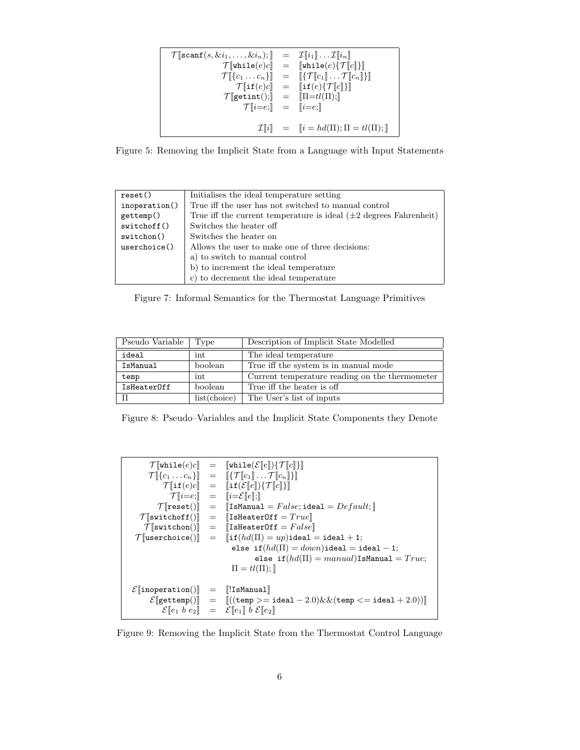$$
\begin{array}{rcl}
\mathcal{T}[\![\texttt{scanf}(s, \&i_1, \ldots, \&i_n);]\!] & = & \mathcal{I}[\![i_1]\!] \ldots \mathcal{I}[\![i_n]\!] \\
\mathcal{T}[\![\texttt{while}(e)c]\!] & = & [\![\texttt{while}(e)\{\mathcal{T}[\![c]\!]\}]\!] \\
\mathcal{T}[\![\{c_1 \ldots c_n\}]\!] & = & [\![\{\mathcal{T}[\![c_1]\!] \ldots \mathcal{T}[\![c_n]\!]\}]\!] \\
\mathcal{T}[\![\texttt{if}(e)c]\!] & = & [\![\texttt{if}(e)\{\mathcal{T}[\![c]\!]\}]\!] \\
\mathcal{T}[\![\texttt{getint}();]\!] & = & [\![\Pi{=}tl(\Pi);]\!] \\
\mathcal{T}[\![i{=}e;]\!] & = & [\![i{=}e;]\!] \\
 & & \\
\mathcal{I}[\![i]\!] & = & [\![i = hd(\Pi); \Pi = tl(\Pi);]\!]
\end{array}
$$

Figure 5: Removing the Implicit State from a Language with Input Statements

| | |
|---|---|
| `reset()` | Initialises the ideal temperature setting |
| `inoperation()` | True iff the user has not switched to manual control |
| `gettemp()` | True iff the current temperature is ideal ($\pm 2$ degrees Fahrenheit) |
| `switchoff()` | Switches the heater off |
| `switchon()` | Switches the heater on |
| `userchoice()` | Allows the user to make one of three decisions: |
| | a) to switch to manual control |
| | b) to increment the ideal temperature |
| | c) to decrement the ideal temperature |

Figure 7: Informal Semantics for the Thermostat Language Primitives

| Pseudo Variable | Type | Description of Implicit State Modelled |
|---|---|---|
| `ideal` | int | The ideal temperature |
| `IsManual` | boolean | True iff the system is in manual mode |
| `temp` | int | Current temperature reading on the thermometer |
| `IsHeaterOff` | boolean | True iff the heater is off |
| $\Pi$ | list(choice) | The User's list of inputs |

Figure 8: Pseudo–Variables and the Implicit State Components they Denote

$$
\begin{array}{rcl}
\mathcal{T}[\![\texttt{while}(e)c]\!] & = & [\![\texttt{while}(\mathcal{E}[\![e]\!])\{\mathcal{T}[\![c]\!]\}]\!] \\
\mathcal{T}[\![\{c_1 \ldots c_n\}]\!] & = & [\![\{\mathcal{T}[\![c_1]\!] \ldots \mathcal{T}[\![c_n]\!]\}]\!] \\
\mathcal{T}[\![\texttt{if}(e)c]\!] & = & [\![\texttt{if}(\mathcal{E}[\![e]\!])\{\mathcal{T}[\![c]\!]\}]\!] \\
\mathcal{T}[\![i{=}e;]\!] & = & [\![i{=}\mathcal{E}[\![e]\!];]\!] \\
\mathcal{T}[\![\texttt{reset}()]\!] & = & [\![\texttt{IsManual} = False; \texttt{ideal} = Default;]\!] \\
\mathcal{T}[\![\texttt{switchoff}()]\!] & = & [\![\texttt{IsHeaterOff} = True]\!] \\
\mathcal{T}[\![\texttt{switchon}()]\!] & = & [\![\texttt{IsHeaterOff} = False]\!] \\
\mathcal{T}[\![\texttt{userchoice}()]\!] & = & [\![\texttt{if}(hd(\Pi) = up)\texttt{ideal} = \texttt{ideal} + 1; \\
 & & \quad \texttt{else if}(hd(\Pi) = down)\texttt{ideal} = \texttt{ideal} - 1; \\
 & & \qquad \texttt{else if}(hd(\Pi) = manual)\texttt{IsManual} = True; \\
 & & \Pi = tl(\Pi);]\!] \\
 & & \\
\mathcal{E}[\![\texttt{inoperation}()]\!] & = & [\![!\texttt{IsManual}]\!] \\
\mathcal{E}[\![\texttt{gettemp}()]\!] & = & [\![((\texttt{temp} >= \texttt{ideal} - 2.0)\&\&(\texttt{temp} <= \texttt{ideal} + 2.0))]\!] \\
\mathcal{E}[\![e_1 \ b \ e_2]\!] & = & \mathcal{E}[\![e_1]\!] \ b \ \mathcal{E}[\![e_2]\!]
\end{array}
$$

Figure 9: Removing the Implicit State from the Thermostat Control Language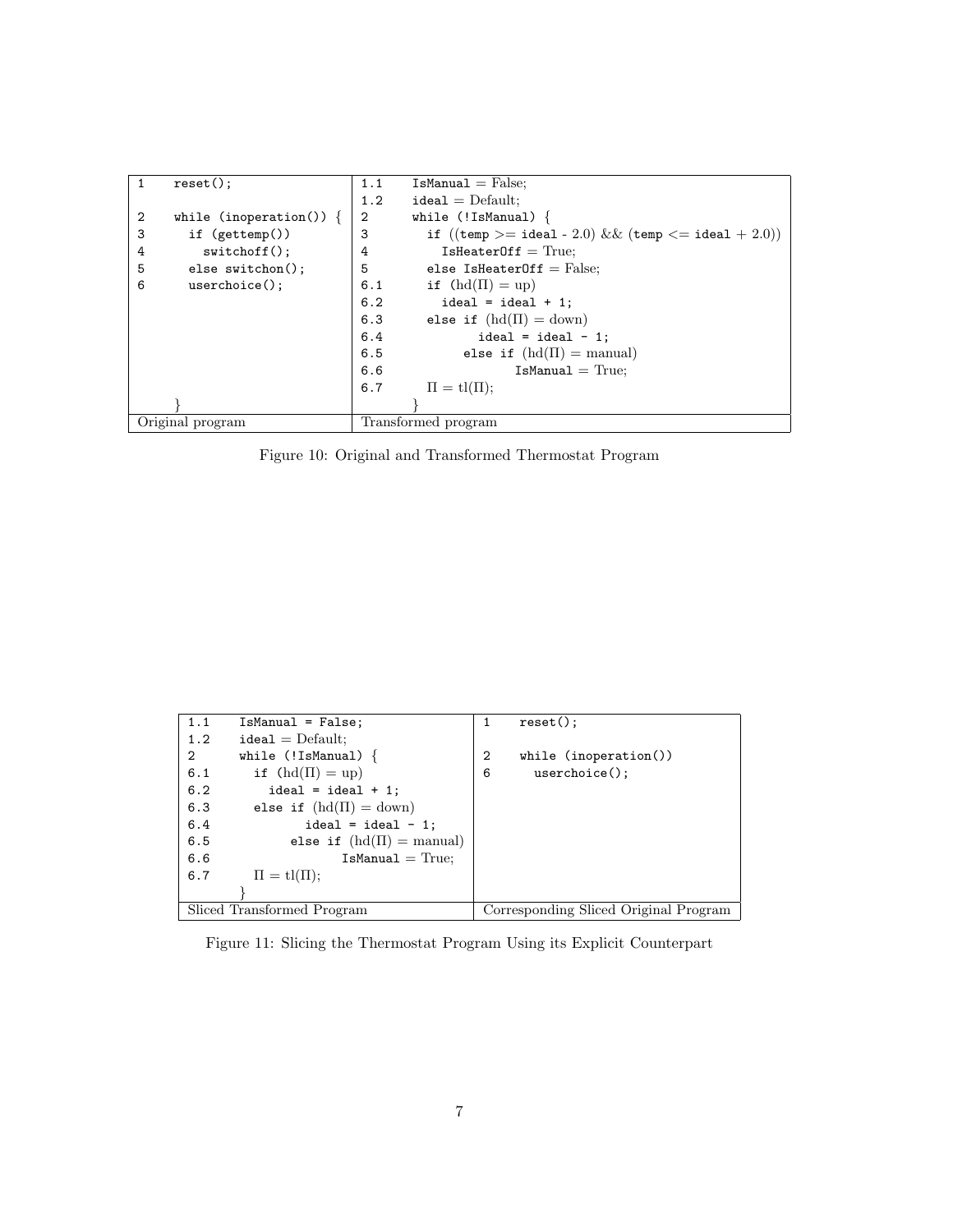| | Original program | | Transformed program |
|---|---|---|---|
| 1 | `reset();` | 1.1 | `IsManual` = False; |
| | | 1.2 | `ideal` = Default; |
| 2 | `while (inoperation()) {` | 2 | `while (!IsManual) {` |
| 3 | `  if (gettemp())` | 3 | `  if ((temp >= ideal - 2.0) && (temp <= ideal + 2.0))` |
| 4 | `    switchoff();` | 4 | `    IsHeaterOff` = True; |
| 5 | `  else switchon();` | 5 | `  else IsHeaterOff` = False; |
| 6 | `  userchoice();` | 6.1 | `  if` (hd(Π) = up) |
| | | 6.2 | `    ideal = ideal + 1;` |
| | | 6.3 | `  else if` (hd(Π) = down) |
| | | 6.4 | `      ideal = ideal - 1;` |
| | | 6.5 | `    else if` (hd(Π) = manual) |
| | | 6.6 | `      IsManual` = True; |
| | | 6.7 | `  Π = tl(Π);` |
| | `}` | | `}` |

Figure 10: Original and Transformed Thermostat Program

| | Sliced Transformed Program | | Corresponding Sliced Original Program |
|---|---|---|---|
| 1.1 | `IsManual = False;` | 1 | `reset();` |
| 1.2 | `ideal` = Default; | | |
| 2 | `while (!IsManual) {` | 2 | `while (inoperation())` |
| 6.1 | `  if` (hd(Π) = up) | 6 | `  userchoice();` |
| 6.2 | `    ideal = ideal + 1;` | | |
| 6.3 | `  else if` (hd(Π) = down) | | |
| 6.4 | `      ideal = ideal - 1;` | | |
| 6.5 | `    else if` (hd(Π) = manual) | | |
| 6.6 | `      IsManual` = True; | | |
| 6.7 | `  Π = tl(Π);` | | |
| | `}` | | |

Figure 11: Slicing the Thermostat Program Using its Explicit Counterpart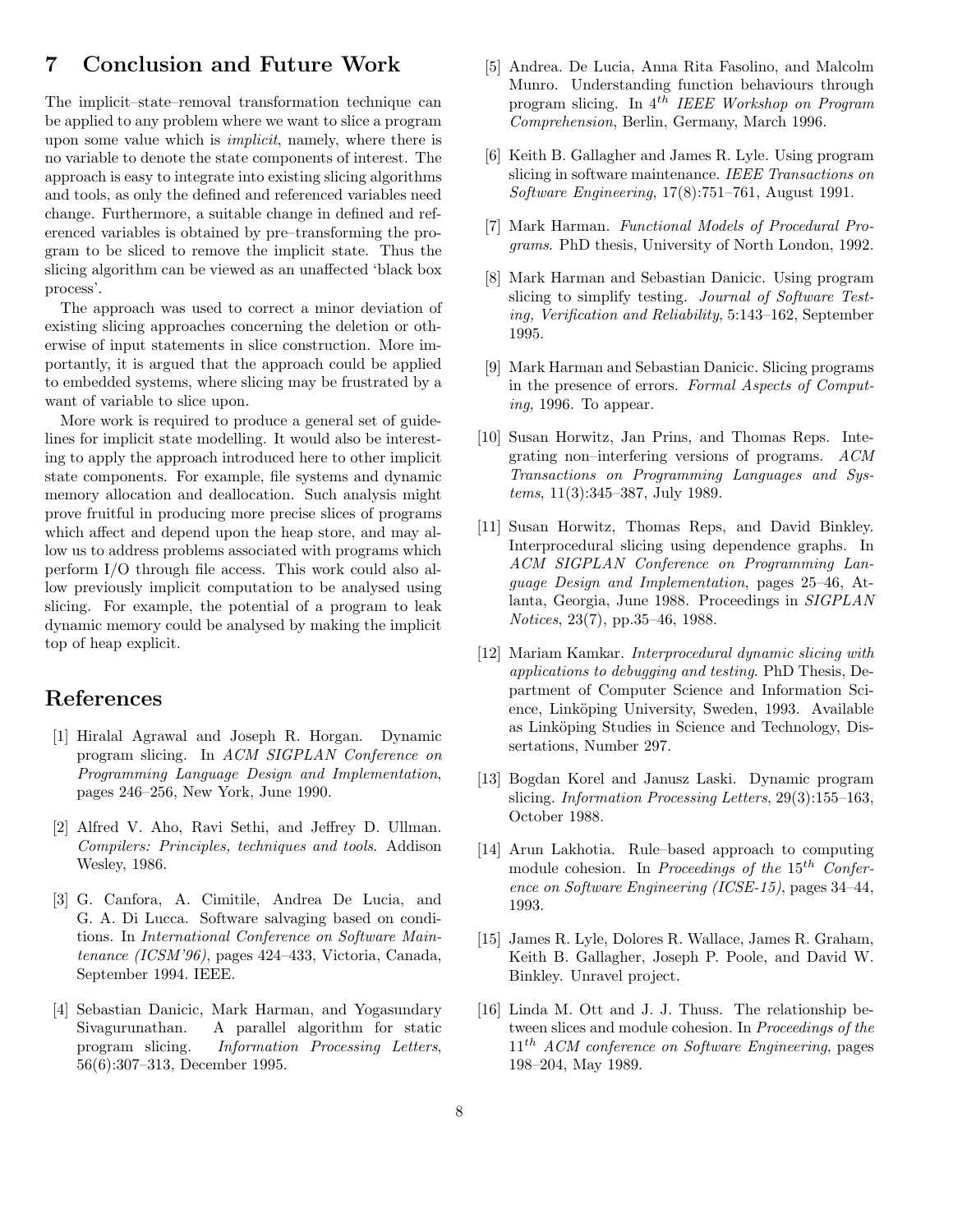## 7 Conclusion and Future Work

The implicit–state–removal transformation technique can be applied to any problem where we want to slice a program upon some value which is *implicit*, namely, where there is no variable to denote the state components of interest. The approach is easy to integrate into existing slicing algorithms and tools, as only the defined and referenced variables need change. Furthermore, a suitable change in defined and referenced variables is obtained by pre–transforming the program to be sliced to remove the implicit state. Thus the slicing algorithm can be viewed as an unaffected 'black box process'.

The approach was used to correct a minor deviation of existing slicing approaches concerning the deletion or otherwise of input statements in slice construction. More importantly, it is argued that the approach could be applied to embedded systems, where slicing may be frustrated by a want of variable to slice upon.

More work is required to produce a general set of guidelines for implicit state modelling. It would also be interesting to apply the approach introduced here to other implicit state components. For example, file systems and dynamic memory allocation and deallocation. Such analysis might prove fruitful in producing more precise slices of programs which affect and depend upon the heap store, and may allow us to address problems associated with programs which perform I/O through file access. This work could also allow previously implicit computation to be analysed using slicing. For example, the potential of a program to leak dynamic memory could be analysed by making the implicit top of heap explicit.

## References

[1] Hiralal Agrawal and Joseph R. Horgan. Dynamic program slicing. In *ACM SIGPLAN Conference on Programming Language Design and Implementation*, pages 246–256, New York, June 1990.

[2] Alfred V. Aho, Ravi Sethi, and Jeffrey D. Ullman. *Compilers: Principles, techniques and tools*. Addison Wesley, 1986.

[3] G. Canfora, A. Cimitile, Andrea De Lucia, and G. A. Di Lucca. Software salvaging based on conditions. In *International Conference on Software Maintenance (ICSM'96)*, pages 424–433, Victoria, Canada, September 1994. IEEE.

[4] Sebastian Danicic, Mark Harman, and Yogasundary Sivagurunathan. A parallel algorithm for static program slicing. *Information Processing Letters*, 56(6):307–313, December 1995.

[5] Andrea. De Lucia, Anna Rita Fasolino, and Malcolm Munro. Understanding function behaviours through program slicing. In $4^{th}$ *IEEE Workshop on Program Comprehension*, Berlin, Germany, March 1996.

[6] Keith B. Gallagher and James R. Lyle. Using program slicing in software maintenance. *IEEE Transactions on Software Engineering*, 17(8):751–761, August 1991.

[7] Mark Harman. *Functional Models of Procedural Programs*. PhD thesis, University of North London, 1992.

[8] Mark Harman and Sebastian Danicic. Using program slicing to simplify testing. *Journal of Software Testing, Verification and Reliability*, 5:143–162, September 1995.

[9] Mark Harman and Sebastian Danicic. Slicing programs in the presence of errors. *Formal Aspects of Computing*, 1996. To appear.

[10] Susan Horwitz, Jan Prins, and Thomas Reps. Integrating non–interfering versions of programs. *ACM Transactions on Programming Languages and Systems*, 11(3):345–387, July 1989.

[11] Susan Horwitz, Thomas Reps, and David Binkley. Interprocedural slicing using dependence graphs. In *ACM SIGPLAN Conference on Programming Language Design and Implementation*, pages 25–46, Atlanta, Georgia, June 1988. Proceedings in *SIGPLAN Notices*, 23(7), pp.35–46, 1988.

[12] Mariam Kamkar. *Interprocedural dynamic slicing with applications to debugging and testing*. PhD Thesis, Department of Computer Science and Information Science, Linköping University, Sweden, 1993. Available as Linköping Studies in Science and Technology, Dissertations, Number 297.

[13] Bogdan Korel and Janusz Laski. Dynamic program slicing. *Information Processing Letters*, 29(3):155–163, October 1988.

[14] Arun Lakhotia. Rule–based approach to computing module cohesion. In *Proceedings of the* $15^{th}$ *Conference on Software Engineering (ICSE-15)*, pages 34–44, 1993.

[15] James R. Lyle, Dolores R. Wallace, James R. Graham, Keith B. Gallagher, Joseph P. Poole, and David W. Binkley. Unravel project.

[16] Linda M. Ott and J. J. Thuss. The relationship between slices and module cohesion. In *Proceedings of the* $11^{th}$ *ACM conference on Software Engineering*, pages 198–204, May 1989.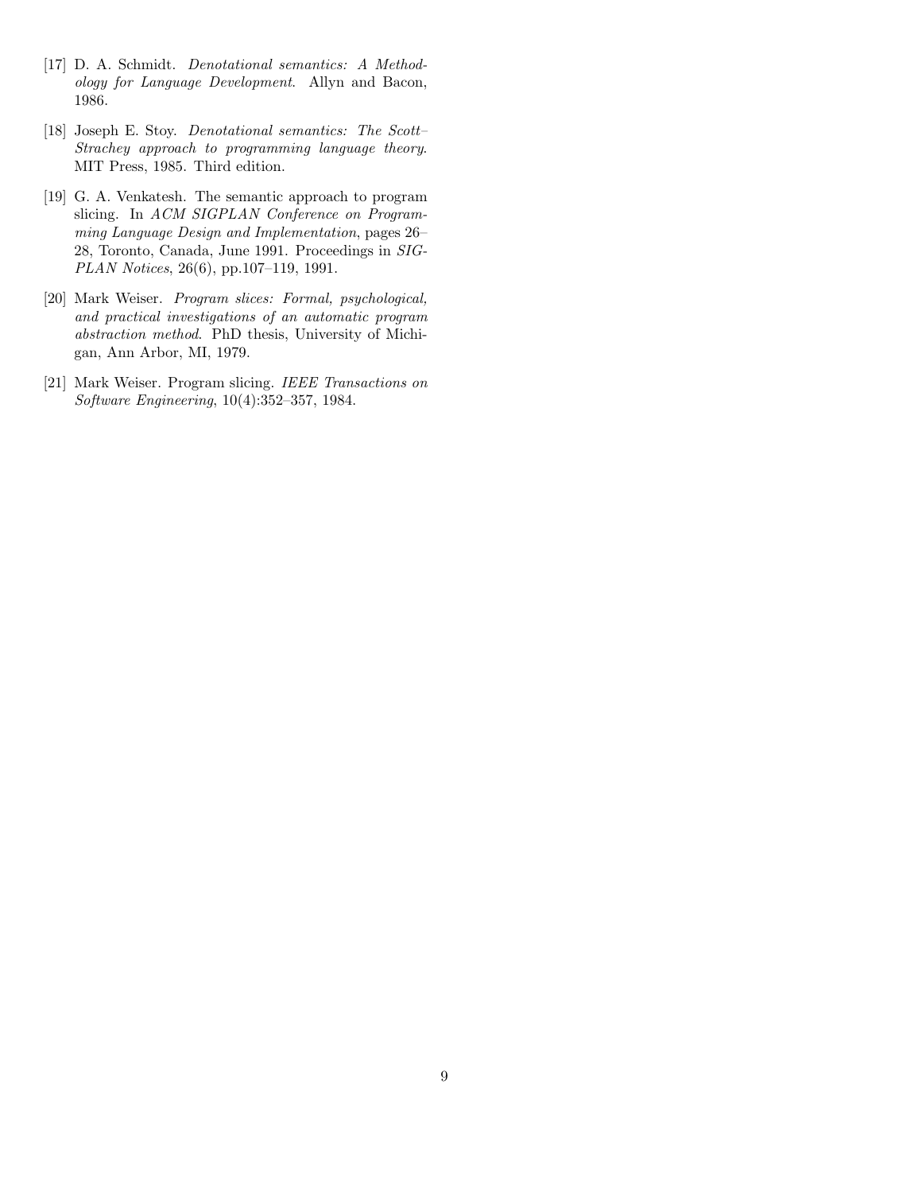[17] D. A. Schmidt. *Denotational semantics: A Methodology for Language Development*. Allyn and Bacon, 1986.

[18] Joseph E. Stoy. *Denotational semantics: The Scott–Strachey approach to programming language theory*. MIT Press, 1985. Third edition.

[19] G. A. Venkatesh. The semantic approach to program slicing. In *ACM SIGPLAN Conference on Programming Language Design and Implementation*, pages 26–28, Toronto, Canada, June 1991. Proceedings in *SIGPLAN Notices*, 26(6), pp.107–119, 1991.

[20] Mark Weiser. *Program slices: Formal, psychological, and practical investigations of an automatic program abstraction method*. PhD thesis, University of Michigan, Ann Arbor, MI, 1979.

[21] Mark Weiser. Program slicing. *IEEE Transactions on Software Engineering*, 10(4):352–357, 1984.